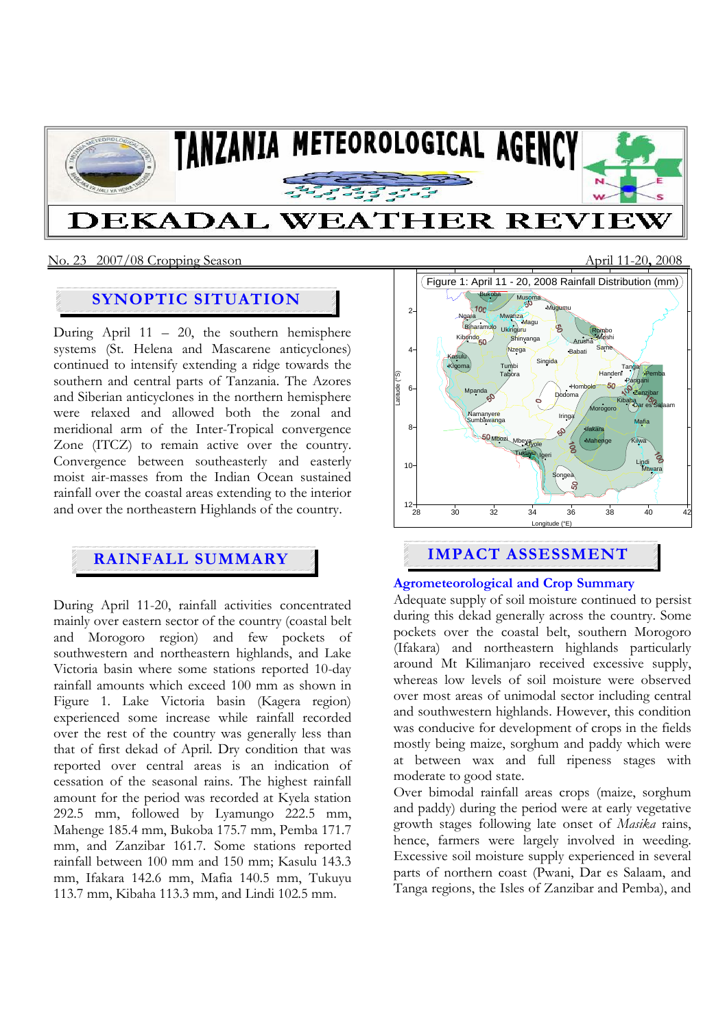# TANZANIA METEOROLOGICAL AGENCY

# DEKADAL WEATHER REVIEW

No. 23 2007/08 Cropping Season — April 11-20, 2008

## SYNOPTIC SITUATION

During April 11 – 20, the southern hemisphere systems (St. Helena and Mascarene anticyclones) continued to intensify extending a ridge towards the southern and central parts of Tanzania. The Azores and Siberian anticyclones in the northern hemisphere were relaxed and allowed both the zonal and meridional arm of the Inter-Tropical convergence Zone (ITCZ) to remain active over the country. Convergence between southeasterly and easterly moist air-masses from the Indian Ocean sustained rainfall over the coastal areas extending to the interior and over the northeastern Highlands of the country.

## RAINFALL SUMMARY

During April 11-20, rainfall activities concentrated mainly over eastern sector of the country (coastal belt and Morogoro region) and few pockets of southwestern and northeastern highlands, and Lake Victoria basin where some stations reported 10-day rainfall amounts which exceed 100 mm as shown in Figure 1. Lake Victoria basin (Kagera region) experienced some increase while rainfall recorded over the rest of the country was generally less than that of first dekad of April. Dry condition that was reported over central areas is an indication of cessation of the seasonal rains. The highest rainfall amount for the period was recorded at Kyela station 292.5 mm, followed by Lyamungo 222.5 mm, Mahenge 185.4 mm, Bukoba 175.7 mm, Pemba 171.7 mm, and Zanzibar 161.7. Some stations reported rainfall between 100 mm and 150 mm; Kasulu 143.3 mm, Ifakara 142.6 mm, Mafia 140.5 mm, Tukuyu 113.7 mm, Kibaha 113.3 mm, and Lindi 102.5 mm.

Figure 1: April 11 - 20, 2008 Rainfall Distribution (mm)

## IMPACT ASSESSMENT

### Agrometeorological and Crop Summary

Adequate supply of soil moisture continued to persist during this dekad generally across the country. Some pockets over the coastal belt, southern Morogoro (Ifakara) and northeastern highlands particularly around Mt Kilimanjaro received excessive supply, whereas low levels of soil moisture were observed over most areas of unimodal sector including central and southwestern highlands. However, this condition was conducive for development of crops in the fields mostly being maize, sorghum and paddy which were at between wax and full ripeness stages with moderate to good state.

Over bimodal rainfall areas crops (maize, sorghum and paddy) during the period were at early vegetative growth stages following late onset of *Masika* rains, hence, farmers were largely involved in weeding. Excessive soil moisture supply experienced in several parts of northern coast (Pwani, Dar es Salaam, and Tanga regions, the Isles of Zanzibar and Pemba), and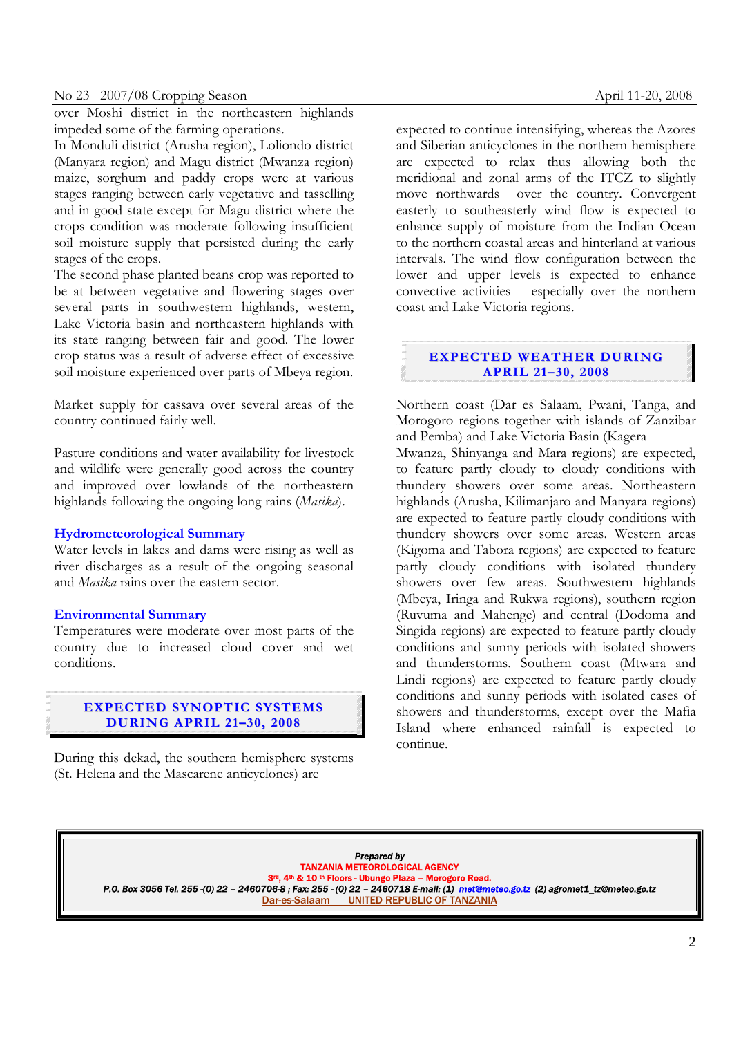over Moshi district in the northeastern highlands impeded some of the farming operations.

In Monduli district (Arusha region), Loliondo district (Manyara region) and Magu district (Mwanza region) maize, sorghum and paddy crops were at various stages ranging between early vegetative and tasselling and in good state except for Magu district where the crops condition was moderate following insufficient soil moisture supply that persisted during the early stages of the crops.

The second phase planted beans crop was reported to be at between vegetative and flowering stages over several parts in southwestern highlands, western, Lake Victoria basin and northeastern highlands with its state ranging between fair and good. The lower crop status was a result of adverse effect of excessive soil moisture experienced over parts of Mbeya region.

Market supply for cassava over several areas of the country continued fairly well.

Pasture conditions and water availability for livestock and wildlife were generally good across the country and improved over lowlands of the northeastern highlands following the ongoing long rains (*Masika*).

## Hydrometeorological Summary

Water levels in lakes and dams were rising as well as river discharges as a result of the ongoing seasonal and *Masika* rains over the eastern sector.

## Environmental Summary

Temperatures were moderate over most parts of the country due to increased cloud cover and wet conditions.

## EXPECTED SYNOPTIC SYSTEMS DURING APRIL 21–30, 2008

During this dekad, the southern hemisphere systems (St. Helena and the Mascarene anticyclones) are expected to continue intensifying, whereas the Azores and Siberian anticyclones in the northern hemisphere are expected to relax thus allowing both the meridional and zonal arms of the ITCZ to slightly move northwards over the country. Convergent easterly to southeasterly wind flow is expected to enhance supply of moisture from the Indian Ocean to the northern coastal areas and hinterland at various intervals. The wind flow configuration between the lower and upper levels is expected to enhance convective activities especially over the northern coast and Lake Victoria regions.

## EXPECTED WEATHER DURING APRIL 21–30, 2008

Northern coast (Dar es Salaam, Pwani, Tanga, and Morogoro regions together with islands of Zanzibar and Pemba) and Lake Victoria Basin (Kagera Mwanza, Shinyanga and Mara regions) are expected, to feature partly cloudy to cloudy conditions with thundery showers over some areas. Northeastern highlands (Arusha, Kilimanjaro and Manyara regions) are expected to feature partly cloudy conditions with thundery showers over some areas. Western areas (Kigoma and Tabora regions) are expected to feature partly cloudy conditions with isolated thundery showers over few areas. Southwestern highlands (Mbeya, Iringa and Rukwa regions), southern region (Ruvuma and Mahenge) and central (Dodoma and Singida regions) are expected to feature partly cloudy conditions and sunny periods with isolated showers and thunderstorms. Southern coast (Mtwara and Lindi regions) are expected to feature partly cloudy conditions and sunny periods with isolated cases of showers and thunderstorms, except over the Mafia Island where enhanced rainfall is expected to continue.

*Prepared by*
**TANZANIA METEOROLOGICAL AGENCY**
**3rd, 4th & 10 th Floors - Ubungo Plaza – Morogoro Road.**
*P.O. Box 3056 Tel. 255 -(0) 22 – 2460706-8 ; Fax: 255 - (0) 22 – 2460718 E-mail: (1) met@meteo.go.tz (2) agromet1_tz@meteo.go.tz*
Dar-es-Salaam UNITED REPUBLIC OF TANZANIA